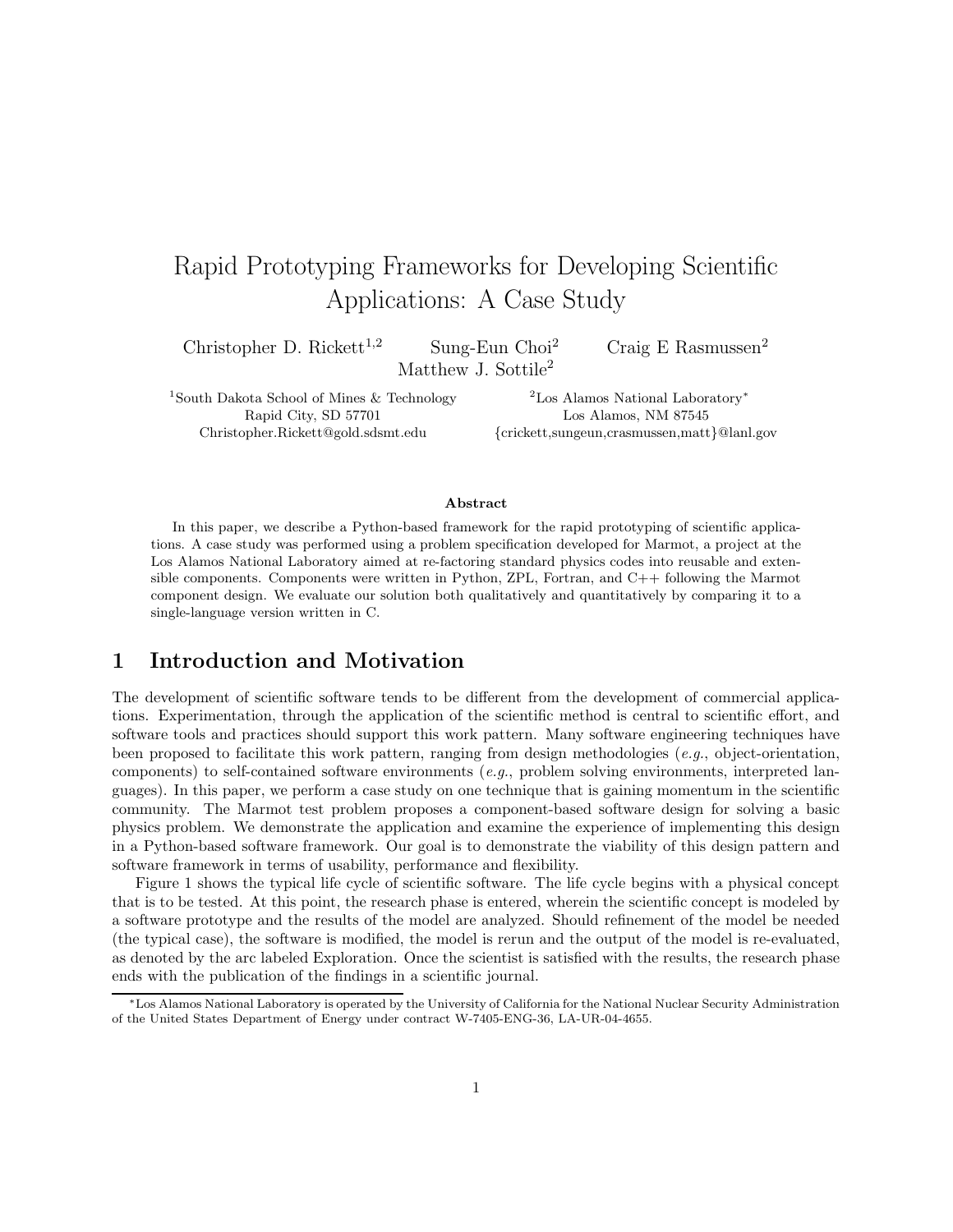# Rapid Prototyping Frameworks for Developing Scientific Applications: A Case Study

Christopher D. Rickett[1,2] Sung-Eun Choi[2] Craig E Rasmussen[2] Matthew J. Sottile[2]

[1]South Dakota School of Mines & Technology
Rapid City, SD 57701
Christopher.Rickett@gold.sdsmt.edu

[2]Los Alamos National Laboratory*
Los Alamos, NM 87545
{crickett,sungeun,crasmussen,matt}@lanl.gov

### Abstract

In this paper, we describe a Python-based framework for the rapid prototyping of scientific applications. A case study was performed using a problem specification developed for Marmot, a project at the Los Alamos National Laboratory aimed at re-factoring standard physics codes into reusable and extensible components. Components were written in Python, ZPL, Fortran, and C++ following the Marmot component design. We evaluate our solution both qualitatively and quantitatively by comparing it to a single-language version written in C.

## 1 Introduction and Motivation

The development of scientific software tends to be different from the development of commercial applications. Experimentation, through the application of the scientific method is central to scientific effort, and software tools and practices should support this work pattern. Many software engineering techniques have been proposed to facilitate this work pattern, ranging from design methodologies (*e.g.*, object-orientation, components) to self-contained software environments (*e.g.*, problem solving environments, interpreted languages). In this paper, we perform a case study on one technique that is gaining momentum in the scientific community. The Marmot test problem proposes a component-based software design for solving a basic physics problem. We demonstrate the application and examine the experience of implementing this design in a Python-based software framework. Our goal is to demonstrate the viability of this design pattern and software framework in terms of usability, performance and flexibility.

Figure 1 shows the typical life cycle of scientific software. The life cycle begins with a physical concept that is to be tested. At this point, the research phase is entered, wherein the scientific concept is modeled by a software prototype and the results of the model are analyzed. Should refinement of the model be needed (the typical case), the software is modified, the model is rerun and the output of the model is re-evaluated, as denoted by the arc labeled Exploration. Once the scientist is satisfied with the results, the research phase ends with the publication of the findings in a scientific journal.

*Los Alamos National Laboratory is operated by the University of California for the National Nuclear Security Administration of the United States Department of Energy under contract W-7405-ENG-36, LA-UR-04-4655.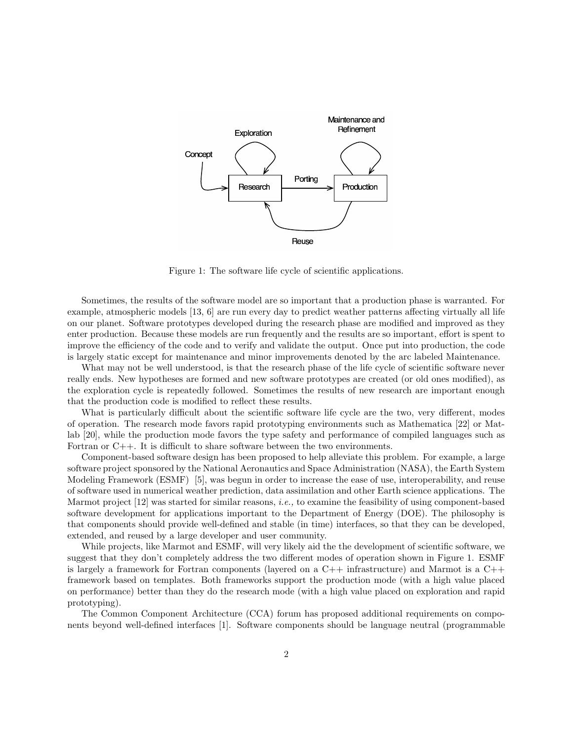Maintenance and Refinement

Exploration

Concept

Research

Porting

Production

Reuse

Figure 1: The software life cycle of scientific applications.

Sometimes, the results of the software model are so important that a production phase is warranted. For example, atmospheric models [13, 6] are run every day to predict weather patterns affecting virtually all life on our planet. Software prototypes developed during the research phase are modified and improved as they enter production. Because these models are run frequently and the results are so important, effort is spent to improve the efficiency of the code and to verify and validate the output. Once put into production, the code is largely static except for maintenance and minor improvements denoted by the arc labeled Maintenance.

What may not be well understood, is that the research phase of the life cycle of scientific software never really ends. New hypotheses are formed and new software prototypes are created (or old ones modified), as the exploration cycle is repeatedly followed. Sometimes the results of new research are important enough that the production code is modified to reflect these results.

What is particularly difficult about the scientific software life cycle are the two, very different, modes of operation. The research mode favors rapid prototyping environments such as Mathematica [22] or Matlab [20], while the production mode favors the type safety and performance of compiled languages such as Fortran or C++. It is difficult to share software between the two environments.

Component-based software design has been proposed to help alleviate this problem. For example, a large software project sponsored by the National Aeronautics and Space Administration (NASA), the Earth System Modeling Framework (ESMF) [5], was begun in order to increase the ease of use, interoperability, and reuse of software used in numerical weather prediction, data assimilation and other Earth science applications. The Marmot project [12] was started for similar reasons, *i.e.,* to examine the feasibility of using component-based software development for applications important to the Department of Energy (DOE). The philosophy is that components should provide well-defined and stable (in time) interfaces, so that they can be developed, extended, and reused by a large developer and user community.

While projects, like Marmot and ESMF, will very likely aid the the development of scientific software, we suggest that they don't completely address the two different modes of operation shown in Figure 1. ESMF is largely a framework for Fortran components (layered on a C++ infrastructure) and Marmot is a C++ framework based on templates. Both frameworks support the production mode (with a high value placed on performance) better than they do the research mode (with a high value placed on exploration and rapid prototyping).

The Common Component Architecture (CCA) forum has proposed additional requirements on components beyond well-defined interfaces [1]. Software components should be language neutral (programmable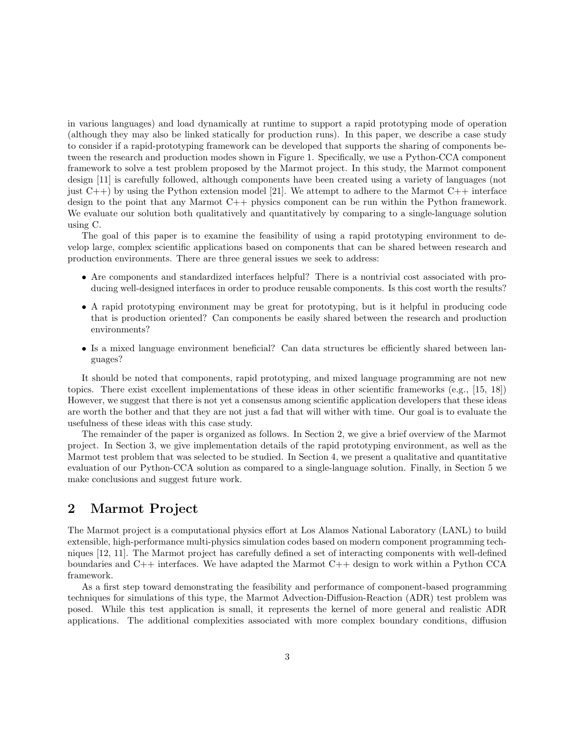in various languages) and load dynamically at runtime to support a rapid prototyping mode of operation (although they may also be linked statically for production runs). In this paper, we describe a case study to consider if a rapid-prototyping framework can be developed that supports the sharing of components between the research and production modes shown in Figure 1. Specifically, we use a Python-CCA component framework to solve a test problem proposed by the Marmot project. In this study, the Marmot component design [11] is carefully followed, although components have been created using a variety of languages (not just C++) by using the Python extension model [21]. We attempt to adhere to the Marmot C++ interface design to the point that any Marmot C++ physics component can be run within the Python framework. We evaluate our solution both qualitatively and quantitatively by comparing to a single-language solution using C.

The goal of this paper is to examine the feasibility of using a rapid prototyping environment to develop large, complex scientific applications based on components that can be shared between research and production environments. There are three general issues we seek to address:

- Are components and standardized interfaces helpful? There is a nontrivial cost associated with producing well-designed interfaces in order to produce reusable components. Is this cost worth the results?
- A rapid prototyping environment may be great for prototyping, but is it helpful in producing code that is production oriented? Can components be easily shared between the research and production environments?
- Is a mixed language environment beneficial? Can data structures be efficiently shared between languages?

It should be noted that components, rapid prototyping, and mixed language programming are not new topics. There exist excellent implementations of these ideas in other scientific frameworks (e.g., [15, 18]) However, we suggest that there is not yet a consensus among scientific application developers that these ideas are worth the bother and that they are not just a fad that will wither with time. Our goal is to evaluate the usefulness of these ideas with this case study.

The remainder of the paper is organized as follows. In Section 2, we give a brief overview of the Marmot project. In Section 3, we give implementation details of the rapid prototyping environment, as well as the Marmot test problem that was selected to be studied. In Section 4, we present a qualitative and quantitative evaluation of our Python-CCA solution as compared to a single-language solution. Finally, in Section 5 we make conclusions and suggest future work.

## 2 Marmot Project

The Marmot project is a computational physics effort at Los Alamos National Laboratory (LANL) to build extensible, high-performance multi-physics simulation codes based on modern component programming techniques [12, 11]. The Marmot project has carefully defined a set of interacting components with well-defined boundaries and C++ interfaces. We have adapted the Marmot C++ design to work within a Python CCA framework.

As a first step toward demonstrating the feasibility and performance of component-based programming techniques for simulations of this type, the Marmot Advection-Diffusion-Reaction (ADR) test problem was posed. While this test application is small, it represents the kernel of more general and realistic ADR applications. The additional complexities associated with more complex boundary conditions, diffusion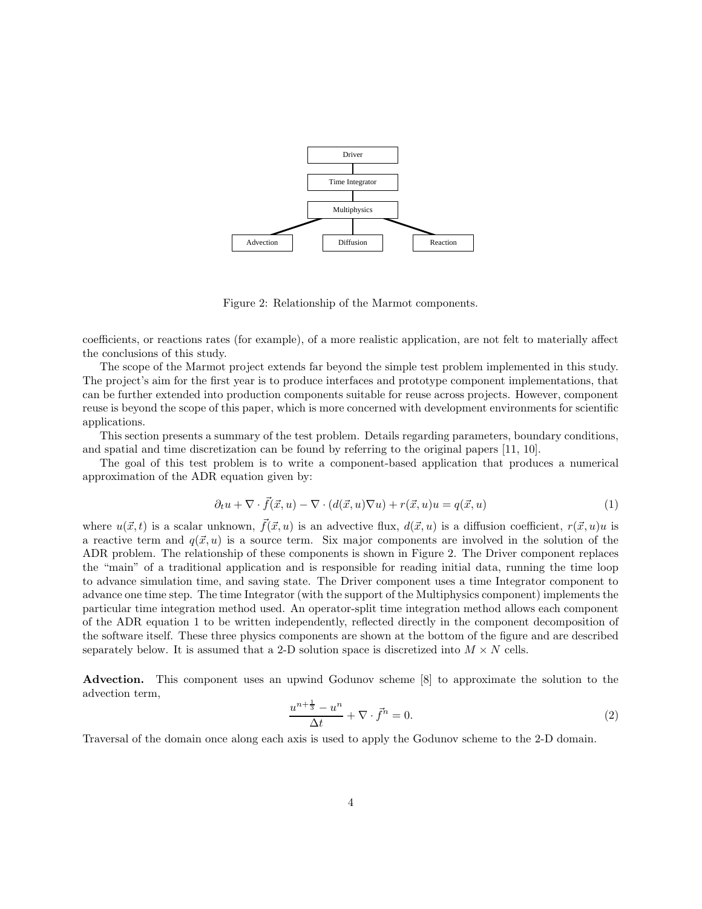Figure 2: Relationship of the Marmot components.

coefficients, or reactions rates (for example), of a more realistic application, are not felt to materially affect the conclusions of this study.

The scope of the Marmot project extends far beyond the simple test problem implemented in this study. The project's aim for the first year is to produce interfaces and prototype component implementations, that can be further extended into production components suitable for reuse across projects. However, component reuse is beyond the scope of this paper, which is more concerned with development environments for scientific applications.

This section presents a summary of the test problem. Details regarding parameters, boundary conditions, and spatial and time discretization can be found by referring to the original papers [11, 10].

The goal of this test problem is to write a component-based application that produces a numerical approximation of the ADR equation given by:

$$\partial_t u + \nabla \cdot \vec{f}(\vec{x}, u) - \nabla \cdot (d(\vec{x}, u)\nabla u) + r(\vec{x}, u)u = q(\vec{x}, u) \tag{1}$$

where $u(\vec{x}, t)$ is a scalar unknown, $\vec{f}(\vec{x}, u)$ is an advective flux, $d(\vec{x}, u)$ is a diffusion coefficient, $r(\vec{x}, u)u$ is a reactive term and $q(\vec{x}, u)$ is a source term. Six major components are involved in the solution of the ADR problem. The relationship of these components is shown in Figure 2. The Driver component replaces the "main" of a traditional application and is responsible for reading initial data, running the time loop to advance simulation time, and saving state. The Driver component uses a time Integrator component to advance one time step. The time Integrator (with the support of the Multiphysics component) implements the particular time integration method used. An operator-split time integration method allows each component of the ADR equation 1 to be written independently, reflected directly in the component decomposition of the software itself. These three physics components are shown at the bottom of the figure and are described separately below. It is assumed that a 2-D solution space is discretized into $M \times N$ cells.

**Advection.** This component uses an upwind Godunov scheme [8] to approximate the solution to the advection term,

$$\frac{u^{n+\frac{1}{3}} - u^n}{\Delta t} + \nabla \cdot \vec{f}^n = 0. \tag{2}$$

Traversal of the domain once along each axis is used to apply the Godunov scheme to the 2-D domain.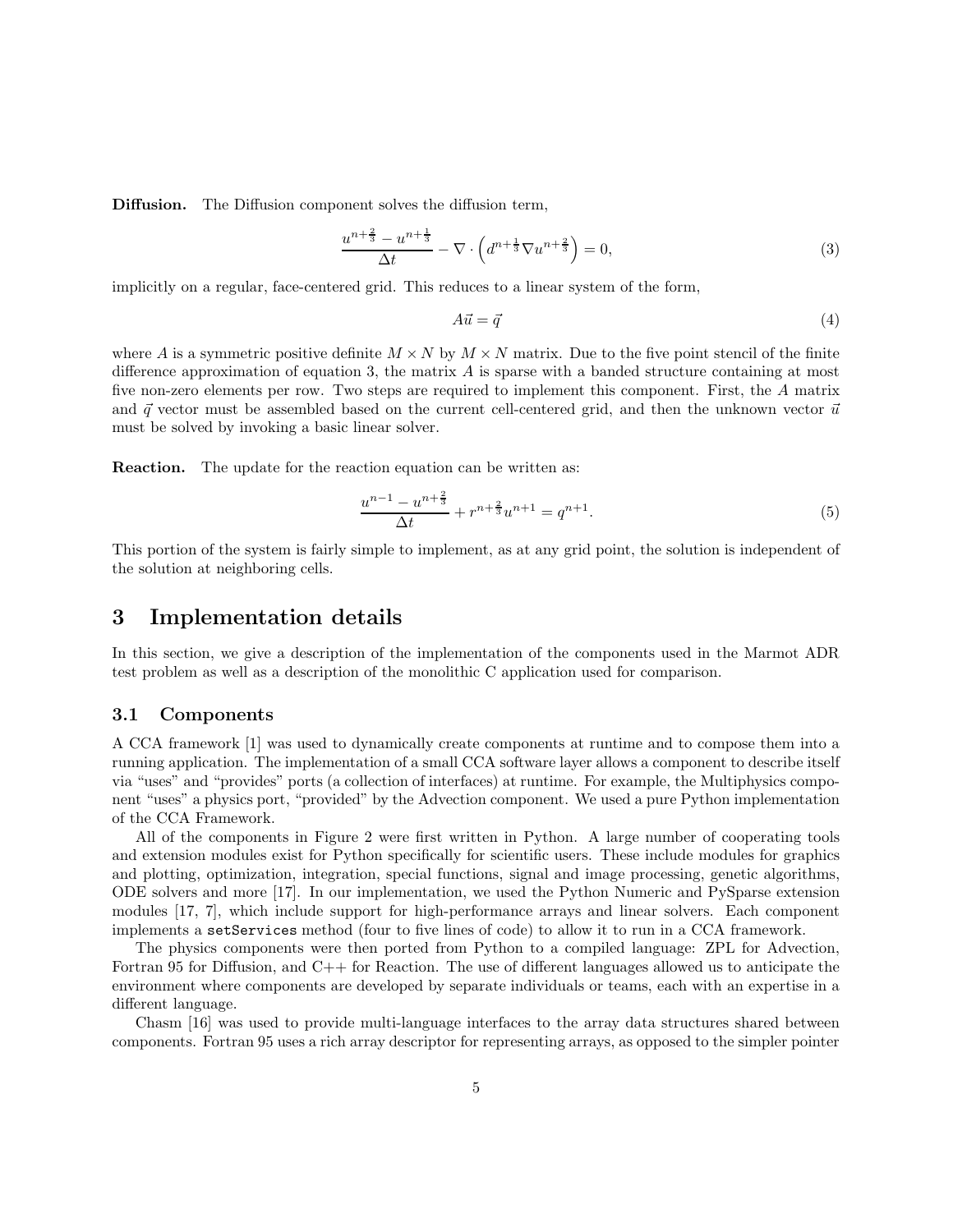**Diffusion.** The Diffusion component solves the diffusion term,

$$\frac{u^{n+\frac{2}{3}} - u^{n+\frac{1}{3}}}{\Delta t} - \nabla \cdot \left( d^{n+\frac{1}{3}} \nabla u^{n+\frac{2}{3}} \right) = 0, \tag{3}$$

implicitly on a regular, face-centered grid. This reduces to a linear system of the form,

$$A\vec{u} = \vec{q} \tag{4}$$

where $A$ is a symmetric positive definite $M \times N$ by $M \times N$ matrix. Due to the five point stencil of the finite difference approximation of equation 3, the matrix $A$ is sparse with a banded structure containing at most five non-zero elements per row. Two steps are required to implement this component. First, the $A$ matrix and $\vec{q}$ vector must be assembled based on the current cell-centered grid, and then the unknown vector $\vec{u}$ must be solved by invoking a basic linear solver.

**Reaction.** The update for the reaction equation can be written as:

$$\frac{u^{n-1} - u^{n+\frac{2}{3}}}{\Delta t} + r^{n+\frac{2}{3}} u^{n+1} = q^{n+1}. \tag{5}$$

This portion of the system is fairly simple to implement, as at any grid point, the solution is independent of the solution at neighboring cells.

# 3 Implementation details

In this section, we give a description of the implementation of the components used in the Marmot ADR test problem as well as a description of the monolithic C application used for comparison.

## 3.1 Components

A CCA framework [1] was used to dynamically create components at runtime and to compose them into a running application. The implementation of a small CCA software layer allows a component to describe itself via "uses" and "provides" ports (a collection of interfaces) at runtime. For example, the Multiphysics component "uses" a physics port, "provided" by the Advection component. We used a pure Python implementation of the CCA Framework.

All of the components in Figure 2 were first written in Python. A large number of cooperating tools and extension modules exist for Python specifically for scientific users. These include modules for graphics and plotting, optimization, integration, special functions, signal and image processing, genetic algorithms, ODE solvers and more [17]. In our implementation, we used the Python Numeric and PySparse extension modules [17, 7], which include support for high-performance arrays and linear solvers. Each component implements a `setServices` method (four to five lines of code) to allow it to run in a CCA framework.

The physics components were then ported from Python to a compiled language: ZPL for Advection, Fortran 95 for Diffusion, and C++ for Reaction. The use of different languages allowed us to anticipate the environment where components are developed by separate individuals or teams, each with an expertise in a different language.

Chasm [16] was used to provide multi-language interfaces to the array data structures shared between components. Fortran 95 uses a rich array descriptor for representing arrays, as opposed to the simpler pointer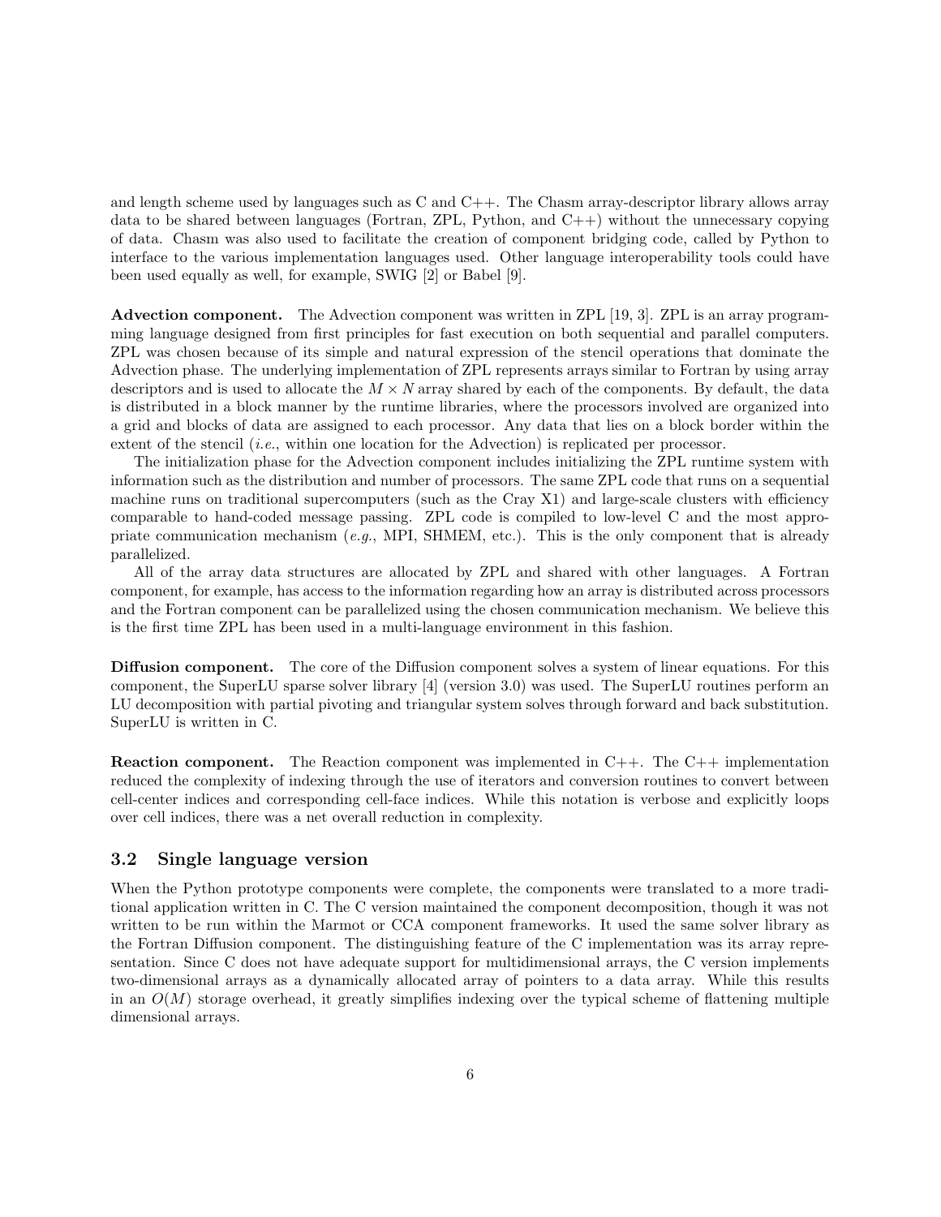and length scheme used by languages such as C and C++. The Chasm array-descriptor library allows array data to be shared between languages (Fortran, ZPL, Python, and C++) without the unnecessary copying of data. Chasm was also used to facilitate the creation of component bridging code, called by Python to interface to the various implementation languages used. Other language interoperability tools could have been used equally as well, for example, SWIG [2] or Babel [9].

**Advection component.** The Advection component was written in ZPL [19, 3]. ZPL is an array programming language designed from first principles for fast execution on both sequential and parallel computers. ZPL was chosen because of its simple and natural expression of the stencil operations that dominate the Advection phase. The underlying implementation of ZPL represents arrays similar to Fortran by using array descriptors and is used to allocate the $M \times N$ array shared by each of the components. By default, the data is distributed in a block manner by the runtime libraries, where the processors involved are organized into a grid and blocks of data are assigned to each processor. Any data that lies on a block border within the extent of the stencil (*i.e.*, within one location for the Advection) is replicated per processor.

The initialization phase for the Advection component includes initializing the ZPL runtime system with information such as the distribution and number of processors. The same ZPL code that runs on a sequential machine runs on traditional supercomputers (such as the Cray X1) and large-scale clusters with efficiency comparable to hand-coded message passing. ZPL code is compiled to low-level C and the most appropriate communication mechanism (*e.g.*, MPI, SHMEM, etc.). This is the only component that is already parallelized.

All of the array data structures are allocated by ZPL and shared with other languages. A Fortran component, for example, has access to the information regarding how an array is distributed across processors and the Fortran component can be parallelized using the chosen communication mechanism. We believe this is the first time ZPL has been used in a multi-language environment in this fashion.

**Diffusion component.** The core of the Diffusion component solves a system of linear equations. For this component, the SuperLU sparse solver library [4] (version 3.0) was used. The SuperLU routines perform an LU decomposition with partial pivoting and triangular system solves through forward and back substitution. SuperLU is written in C.

**Reaction component.** The Reaction component was implemented in C++. The C++ implementation reduced the complexity of indexing through the use of iterators and conversion routines to convert between cell-center indices and corresponding cell-face indices. While this notation is verbose and explicitly loops over cell indices, there was a net overall reduction in complexity.

### 3.2 Single language version

When the Python prototype components were complete, the components were translated to a more traditional application written in C. The C version maintained the component decomposition, though it was not written to be run within the Marmot or CCA component frameworks. It used the same solver library as the Fortran Diffusion component. The distinguishing feature of the C implementation was its array representation. Since C does not have adequate support for multidimensional arrays, the C version implements two-dimensional arrays as a dynamically allocated array of pointers to a data array. While this results in an $O(M)$ storage overhead, it greatly simplifies indexing over the typical scheme of flattening multiple dimensional arrays.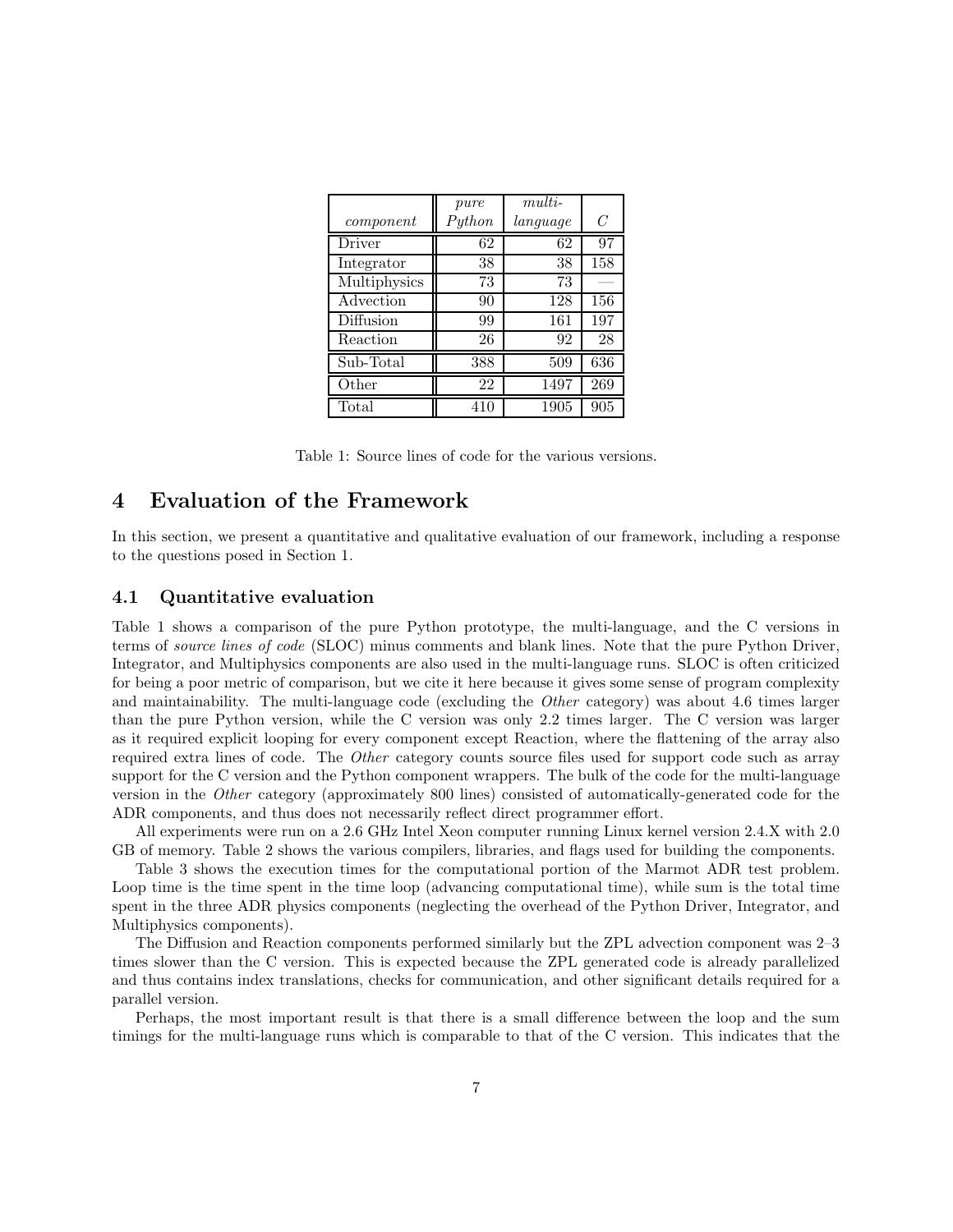| *component* | *pure Python* | *multi-language* | *C* |
|---|---|---|---|
| Driver | 62 | 62 | 97 |
| Integrator | 38 | 38 | 158 |
| Multiphysics | 73 | 73 | — |
| Advection | 90 | 128 | 156 |
| Diffusion | 99 | 161 | 197 |
| Reaction | 26 | 92 | 28 |
| Sub-Total | 388 | 509 | 636 |
| Other | 22 | 1497 | 269 |
| Total | 410 | 1905 | 905 |

Table 1: Source lines of code for the various versions.

# 4 Evaluation of the Framework

In this section, we present a quantitative and qualitative evaluation of our framework, including a response to the questions posed in Section 1.

## 4.1 Quantitative evaluation

Table 1 shows a comparison of the pure Python prototype, the multi-language, and the C versions in terms of *source lines of code* (SLOC) minus comments and blank lines. Note that the pure Python Driver, Integrator, and Multiphysics components are also used in the multi-language runs. SLOC is often criticized for being a poor metric of comparison, but we cite it here because it gives some sense of program complexity and maintainability. The multi-language code (excluding the *Other* category) was about 4.6 times larger than the pure Python version, while the C version was only 2.2 times larger. The C version was larger as it required explicit looping for every component except Reaction, where the flattening of the array also required extra lines of code. The *Other* category counts source files used for support code such as array support for the C version and the Python component wrappers. The bulk of the code for the multi-language version in the *Other* category (approximately 800 lines) consisted of automatically-generated code for the ADR components, and thus does not necessarily reflect direct programmer effort.

All experiments were run on a 2.6 GHz Intel Xeon computer running Linux kernel version 2.4.X with 2.0 GB of memory. Table 2 shows the various compilers, libraries, and flags used for building the components.

Table 3 shows the execution times for the computational portion of the Marmot ADR test problem. Loop time is the time spent in the time loop (advancing computational time), while sum is the total time spent in the three ADR physics components (neglecting the overhead of the Python Driver, Integrator, and Multiphysics components).

The Diffusion and Reaction components performed similarly but the ZPL advection component was 2–3 times slower than the C version. This is expected because the ZPL generated code is already parallelized and thus contains index translations, checks for communication, and other significant details required for a parallel version.

Perhaps, the most important result is that there is a small difference between the loop and the sum timings for the multi-language runs which is comparable to that of the C version. This indicates that the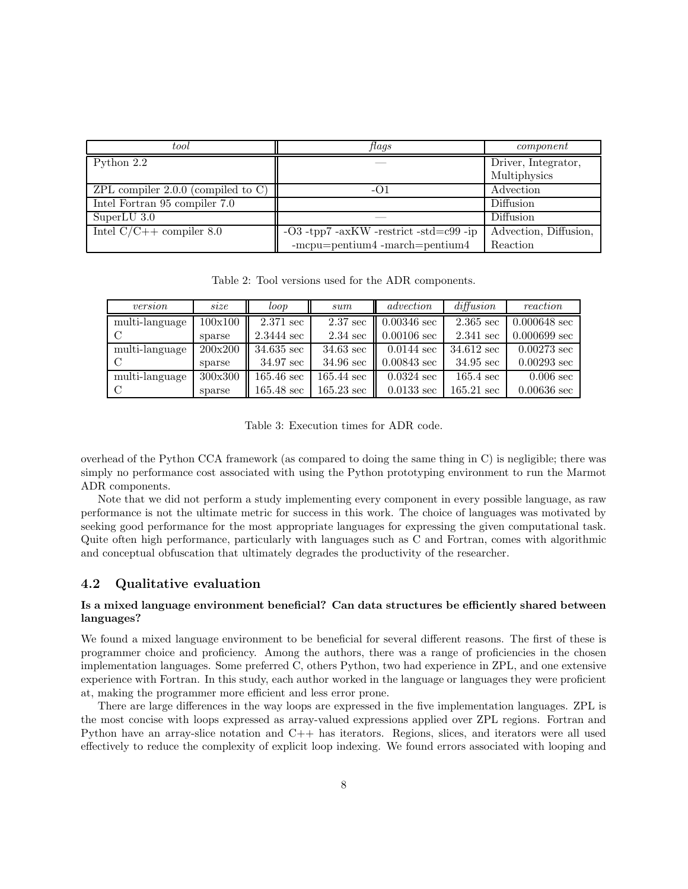| *tool* | *flags* | *component* |
|---|---|---|
| Python 2.2 | — | Driver, Integrator, Multiphysics |
| ZPL compiler 2.0.0 (compiled to C) | -O1 | Advection |
| Intel Fortran 95 compiler 7.0 | | Diffusion |
| SuperLU 3.0 | — | Diffusion |
| Intel C/C++ compiler 8.0 | -O3 -tpp7 -axKW -restrict -std=c99 -ip -mcpu=pentium4 -march=pentium4 | Advection, Diffusion, Reaction |

Table 2: Tool versions used for the ADR components.

| *version* | *size* | *loop* | *sum* | *advection* | *diffusion* | *reaction* |
|---|---|---|---|---|---|---|
| multi-language | 100x100 | 2.371 sec | 2.37 sec | 0.00346 sec | 2.365 sec | 0.000648 sec |
| C | sparse | 2.3444 sec | 2.34 sec | 0.00106 sec | 2.341 sec | 0.000699 sec |
| multi-language | 200x200 | 34.635 sec | 34.63 sec | 0.0144 sec | 34.612 sec | 0.00273 sec |
| C | sparse | 34.97 sec | 34.96 sec | 0.00843 sec | 34.95 sec | 0.00293 sec |
| multi-language | 300x300 | 165.46 sec | 165.44 sec | 0.0324 sec | 165.4 sec | 0.006 sec |
| C | sparse | 165.48 sec | 165.23 sec | 0.0133 sec | 165.21 sec | 0.00636 sec |

Table 3: Execution times for ADR code.

overhead of the Python CCA framework (as compared to doing the same thing in C) is negligible; there was simply no performance cost associated with using the Python prototyping environment to run the Marmot ADR components.

Note that we did not perform a study implementing every component in every possible language, as raw performance is not the ultimate metric for success in this work. The choice of languages was motivated by seeking good performance for the most appropriate languages for expressing the given computational task. Quite often high performance, particularly with languages such as C and Fortran, comes with algorithmic and conceptual obfuscation that ultimately degrades the productivity of the researcher.

## 4.2 Qualitative evaluation

**Is a mixed language environment beneficial? Can data structures be efficiently shared between languages?**

We found a mixed language environment to be beneficial for several different reasons. The first of these is programmer choice and proficiency. Among the authors, there was a range of proficiencies in the chosen implementation languages. Some preferred C, others Python, two had experience in ZPL, and one extensive experience with Fortran. In this study, each author worked in the language or languages they were proficient at, making the programmer more efficient and less error prone.

There are large differences in the way loops are expressed in the five implementation languages. ZPL is the most concise with loops expressed as array-valued expressions applied over ZPL regions. Fortran and Python have an array-slice notation and C++ has iterators. Regions, slices, and iterators were all used effectively to reduce the complexity of explicit loop indexing. We found errors associated with looping and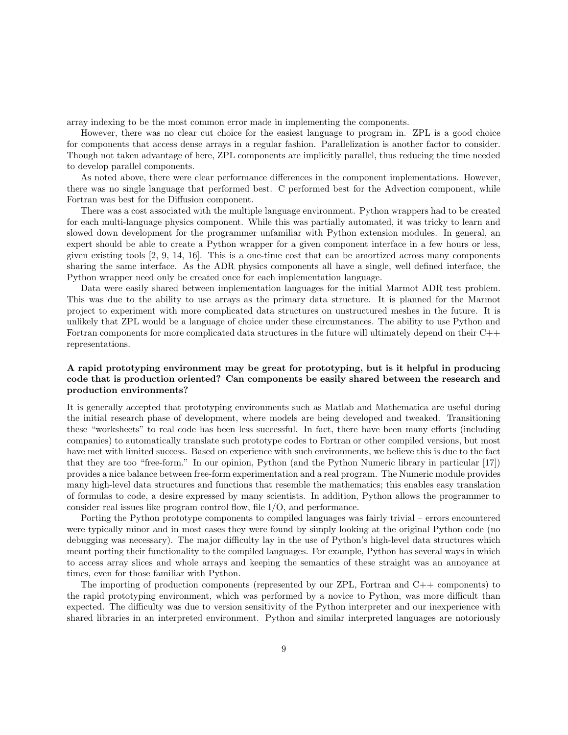array indexing to be the most common error made in implementing the components.

However, there was no clear cut choice for the easiest language to program in. ZPL is a good choice for components that access dense arrays in a regular fashion. Parallelization is another factor to consider. Though not taken advantage of here, ZPL components are implicitly parallel, thus reducing the time needed to develop parallel components.

As noted above, there were clear performance differences in the component implementations. However, there was no single language that performed best. C performed best for the Advection component, while Fortran was best for the Diffusion component.

There was a cost associated with the multiple language environment. Python wrappers had to be created for each multi-language physics component. While this was partially automated, it was tricky to learn and slowed down development for the programmer unfamiliar with Python extension modules. In general, an expert should be able to create a Python wrapper for a given component interface in a few hours or less, given existing tools [2, 9, 14, 16]. This is a one-time cost that can be amortized across many components sharing the same interface. As the ADR physics components all have a single, well defined interface, the Python wrapper need only be created once for each implementation language.

Data were easily shared between implementation languages for the initial Marmot ADR test problem. This was due to the ability to use arrays as the primary data structure. It is planned for the Marmot project to experiment with more complicated data structures on unstructured meshes in the future. It is unlikely that ZPL would be a language of choice under these circumstances. The ability to use Python and Fortran components for more complicated data structures in the future will ultimately depend on their C++ representations.

**A rapid prototyping environment may be great for prototyping, but is it helpful in producing code that is production oriented? Can components be easily shared between the research and production environments?**

It is generally accepted that prototyping environments such as Matlab and Mathematica are useful during the initial research phase of development, where models are being developed and tweaked. Transitioning these "worksheets" to real code has been less successful. In fact, there have been many efforts (including companies) to automatically translate such prototype codes to Fortran or other compiled versions, but most have met with limited success. Based on experience with such environments, we believe this is due to the fact that they are too "free-form." In our opinion, Python (and the Python Numeric library in particular [17]) provides a nice balance between free-form experimentation and a real program. The Numeric module provides many high-level data structures and functions that resemble the mathematics; this enables easy translation of formulas to code, a desire expressed by many scientists. In addition, Python allows the programmer to consider real issues like program control flow, file I/O, and performance.

Porting the Python prototype components to compiled languages was fairly trivial – errors encountered were typically minor and in most cases they were found by simply looking at the original Python code (no debugging was necessary). The major difficulty lay in the use of Python's high-level data structures which meant porting their functionality to the compiled languages. For example, Python has several ways in which to access array slices and whole arrays and keeping the semantics of these straight was an annoyance at times, even for those familiar with Python.

The importing of production components (represented by our ZPL, Fortran and C++ components) to the rapid prototyping environment, which was performed by a novice to Python, was more difficult than expected. The difficulty was due to version sensitivity of the Python interpreter and our inexperience with shared libraries in an interpreted environment. Python and similar interpreted languages are notoriously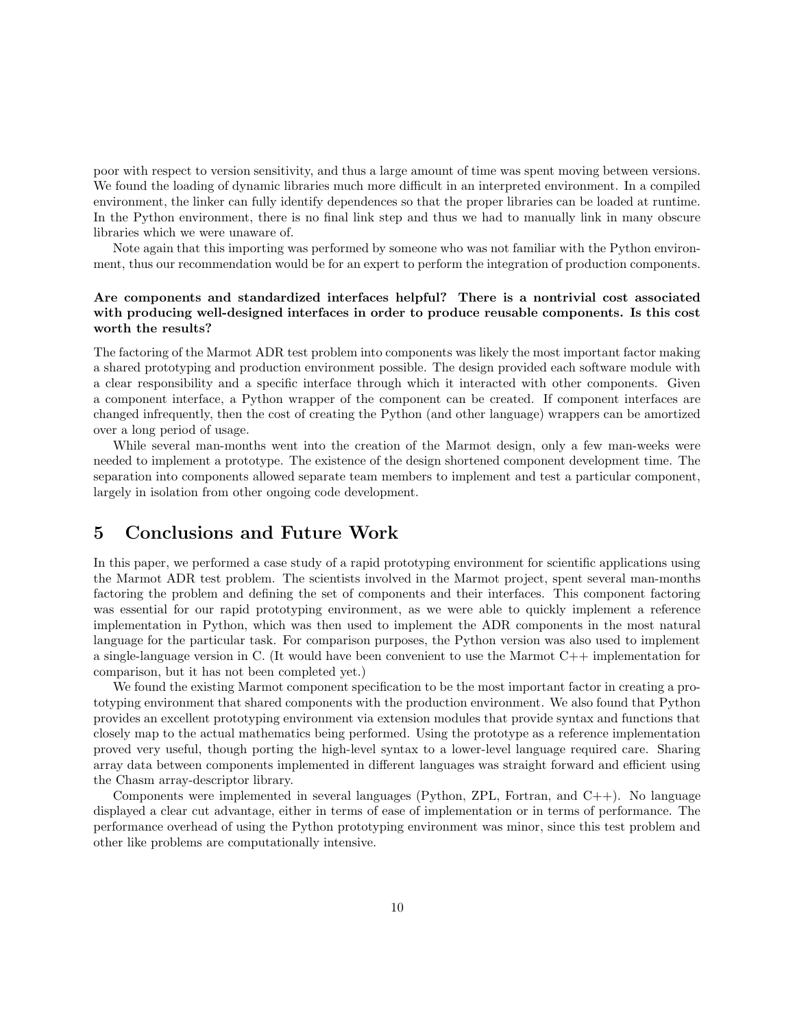poor with respect to version sensitivity, and thus a large amount of time was spent moving between versions. We found the loading of dynamic libraries much more difficult in an interpreted environment. In a compiled environment, the linker can fully identify dependences so that the proper libraries can be loaded at runtime. In the Python environment, there is no final link step and thus we had to manually link in many obscure libraries which we were unaware of.

Note again that this importing was performed by someone who was not familiar with the Python environment, thus our recommendation would be for an expert to perform the integration of production components.

**Are components and standardized interfaces helpful? There is a nontrivial cost associated with producing well-designed interfaces in order to produce reusable components. Is this cost worth the results?**

The factoring of the Marmot ADR test problem into components was likely the most important factor making a shared prototyping and production environment possible. The design provided each software module with a clear responsibility and a specific interface through which it interacted with other components. Given a component interface, a Python wrapper of the component can be created. If component interfaces are changed infrequently, then the cost of creating the Python (and other language) wrappers can be amortized over a long period of usage.

While several man-months went into the creation of the Marmot design, only a few man-weeks were needed to implement a prototype. The existence of the design shortened component development time. The separation into components allowed separate team members to implement and test a particular component, largely in isolation from other ongoing code development.

# 5 Conclusions and Future Work

In this paper, we performed a case study of a rapid prototyping environment for scientific applications using the Marmot ADR test problem. The scientists involved in the Marmot project, spent several man-months factoring the problem and defining the set of components and their interfaces. This component factoring was essential for our rapid prototyping environment, as we were able to quickly implement a reference implementation in Python, which was then used to implement the ADR components in the most natural language for the particular task. For comparison purposes, the Python version was also used to implement a single-language version in C. (It would have been convenient to use the Marmot C++ implementation for comparison, but it has not been completed yet.)

We found the existing Marmot component specification to be the most important factor in creating a prototyping environment that shared components with the production environment. We also found that Python provides an excellent prototyping environment via extension modules that provide syntax and functions that closely map to the actual mathematics being performed. Using the prototype as a reference implementation proved very useful, though porting the high-level syntax to a lower-level language required care. Sharing array data between components implemented in different languages was straight forward and efficient using the Chasm array-descriptor library.

Components were implemented in several languages (Python, ZPL, Fortran, and C++). No language displayed a clear cut advantage, either in terms of ease of implementation or in terms of performance. The performance overhead of using the Python prototyping environment was minor, since this test problem and other like problems are computationally intensive.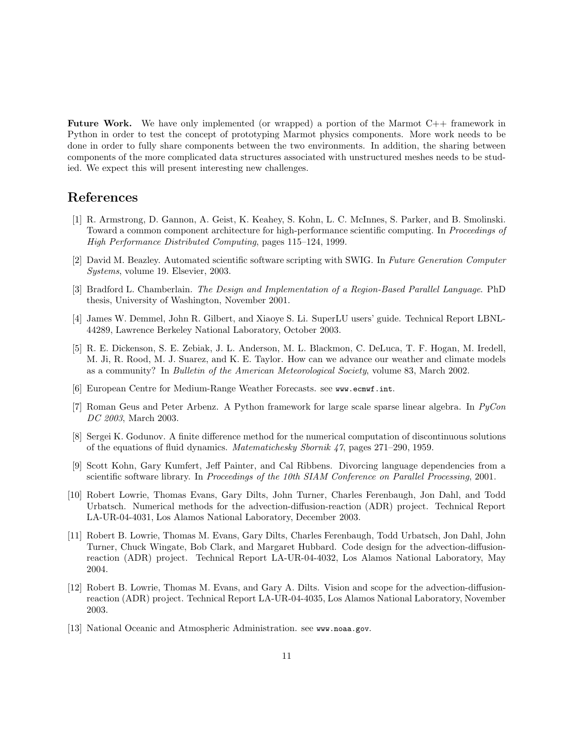**Future Work.** We have only implemented (or wrapped) a portion of the Marmot C++ framework in Python in order to test the concept of prototyping Marmot physics components. More work needs to be done in order to fully share components between the two environments. In addition, the sharing between components of the more complicated data structures associated with unstructured meshes needs to be studied. We expect this will present interesting new challenges.

# References

[1] R. Armstrong, D. Gannon, A. Geist, K. Keahey, S. Kohn, L. C. McInnes, S. Parker, and B. Smolinski. Toward a common component architecture for high-performance scientific computing. In *Proceedings of High Performance Distributed Computing*, pages 115–124, 1999.

[2] David M. Beazley. Automated scientific software scripting with SWIG. In *Future Generation Computer Systems*, volume 19. Elsevier, 2003.

[3] Bradford L. Chamberlain. *The Design and Implementation of a Region-Based Parallel Language*. PhD thesis, University of Washington, November 2001.

[4] James W. Demmel, John R. Gilbert, and Xiaoye S. Li. SuperLU users' guide. Technical Report LBNL-44289, Lawrence Berkeley National Laboratory, October 2003.

[5] R. E. Dickenson, S. E. Zebiak, J. L. Anderson, M. L. Blackmon, C. DeLuca, T. F. Hogan, M. Iredell, M. Ji, R. Rood, M. J. Suarez, and K. E. Taylor. How can we advance our weather and climate models as a community? In *Bulletin of the American Meteorological Society*, volume 83, March 2002.

[6] European Centre for Medium-Range Weather Forecasts. see `www.ecmwf.int`.

[7] Roman Geus and Peter Arbenz. A Python framework for large scale sparse linear algebra. In *PyCon DC 2003*, March 2003.

[8] Sergei K. Godunov. A finite difference method for the numerical computation of discontinuous solutions of the equations of fluid dynamics. *Matematichesky Sbornik 47*, pages 271–290, 1959.

[9] Scott Kohn, Gary Kumfert, Jeff Painter, and Cal Ribbens. Divorcing language dependencies from a scientific software library. In *Proceedings of the 10th SIAM Conference on Parallel Processing*, 2001.

[10] Robert Lowrie, Thomas Evans, Gary Dilts, John Turner, Charles Ferenbaugh, Jon Dahl, and Todd Urbatsch. Numerical methods for the advection-diffusion-reaction (ADR) project. Technical Report LA-UR-04-4031, Los Alamos National Laboratory, December 2003.

[11] Robert B. Lowrie, Thomas M. Evans, Gary Dilts, Charles Ferenbaugh, Todd Urbatsch, Jon Dahl, John Turner, Chuck Wingate, Bob Clark, and Margaret Hubbard. Code design for the advection-diffusion-reaction (ADR) project. Technical Report LA-UR-04-4032, Los Alamos National Laboratory, May 2004.

[12] Robert B. Lowrie, Thomas M. Evans, and Gary A. Dilts. Vision and scope for the advection-diffusion-reaction (ADR) project. Technical Report LA-UR-04-4035, Los Alamos National Laboratory, November 2003.

[13] National Oceanic and Atmospheric Administration. see `www.noaa.gov`.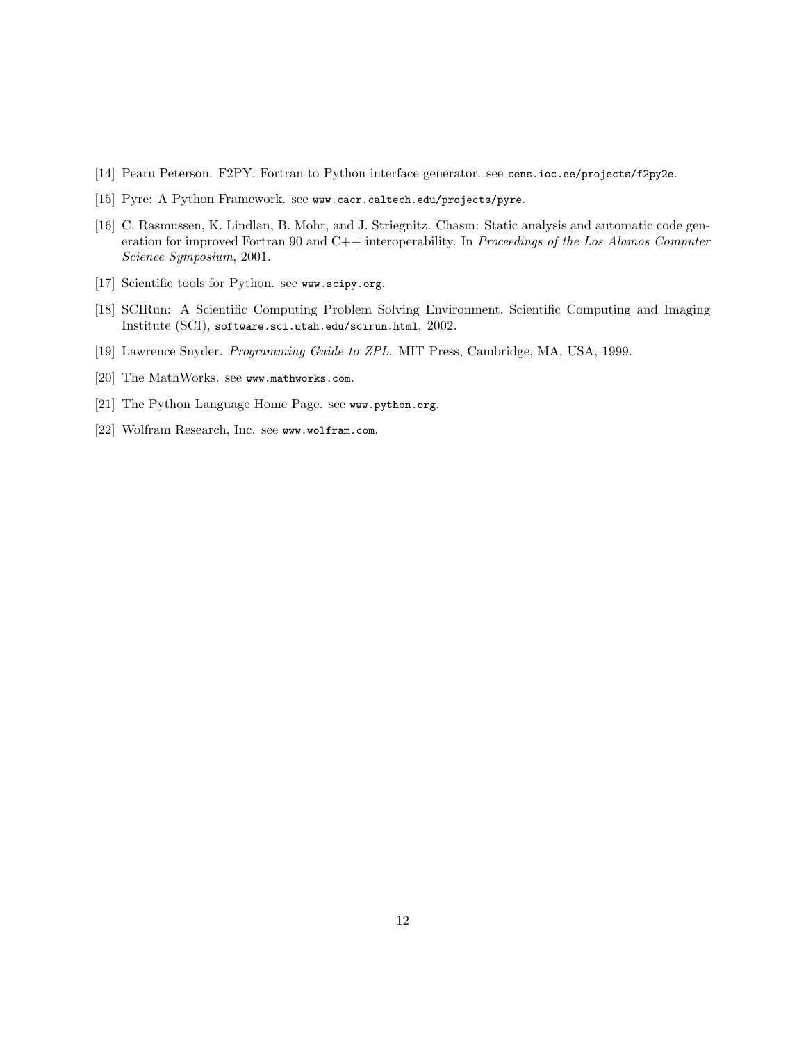[14] Pearu Peterson. F2PY: Fortran to Python interface generator. see `cens.ioc.ee/projects/f2py2e`.

[15] Pyre: A Python Framework. see `www.cacr.caltech.edu/projects/pyre`.

[16] C. Rasmussen, K. Lindlan, B. Mohr, and J. Striegnitz. Chasm: Static analysis and automatic code generation for improved Fortran 90 and C++ interoperability. In *Proceedings of the Los Alamos Computer Science Symposium*, 2001.

[17] Scientific tools for Python. see `www.scipy.org`.

[18] SCIRun: A Scientific Computing Problem Solving Environment. Scientific Computing and Imaging Institute (SCI), `software.sci.utah.edu/scirun.html`, 2002.

[19] Lawrence Snyder. *Programming Guide to ZPL*. MIT Press, Cambridge, MA, USA, 1999.

[20] The MathWorks. see `www.mathworks.com`.

[21] The Python Language Home Page. see `www.python.org`.

[22] Wolfram Research, Inc. see `www.wolfram.com`.